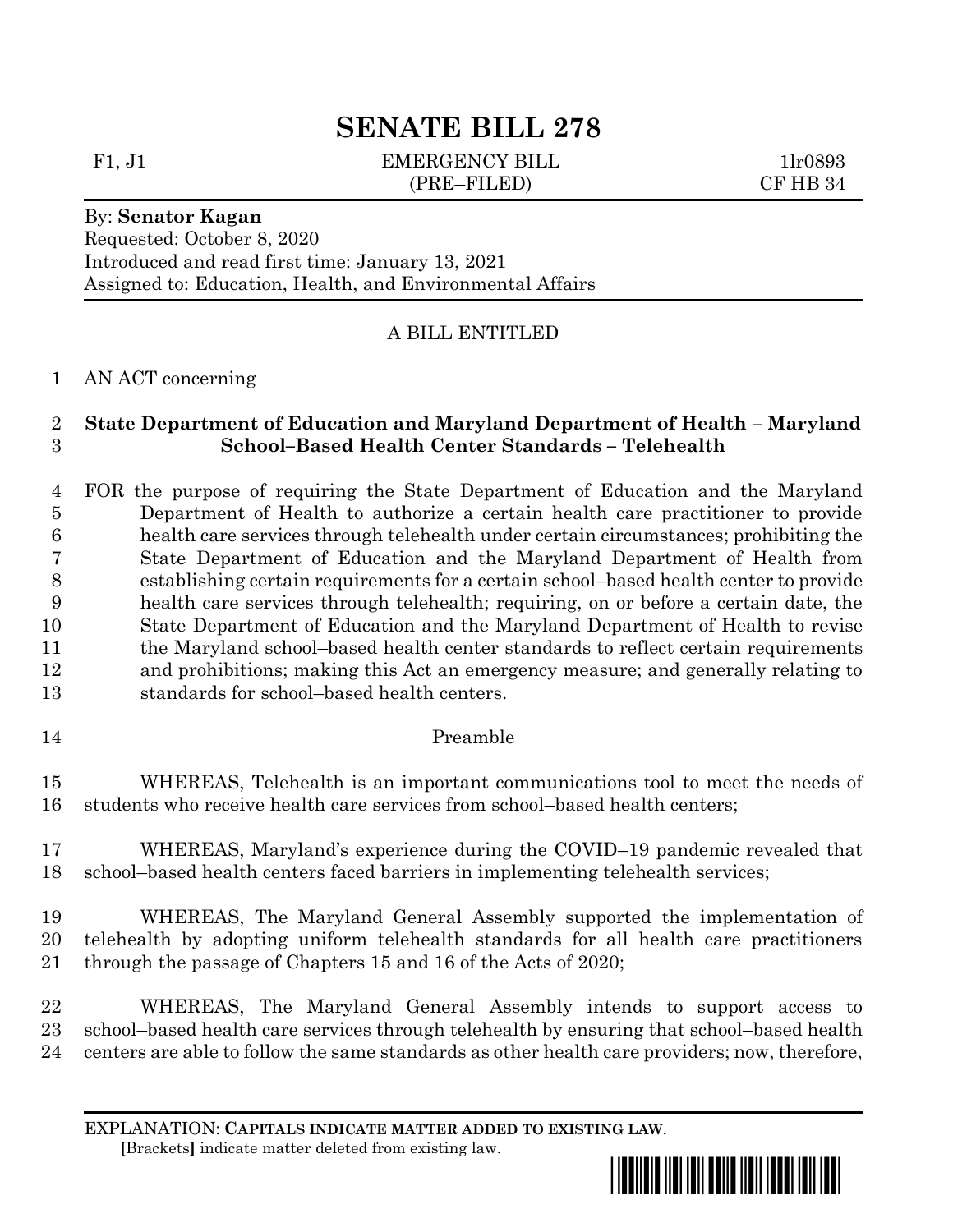# SENATE BILL 278

F1, J1 EMERGENCY BILL 1lr0893
(PRE–FILED) CF HB 34

By: **Senator Kagan**
Requested: October 8, 2020
Introduced and read first time: January 13, 2021
Assigned to: Education, Health, and Environmental Affairs

A BILL ENTITLED

AN ACT concerning

**State Department of Education and Maryland Department of Health – Maryland School–Based Health Center Standards – Telehealth**

FOR the purpose of requiring the State Department of Education and the Maryland Department of Health to authorize a certain health care practitioner to provide health care services through telehealth under certain circumstances; prohibiting the State Department of Education and the Maryland Department of Health from establishing certain requirements for a certain school–based health center to provide health care services through telehealth; requiring, on or before a certain date, the State Department of Education and the Maryland Department of Health to revise the Maryland school–based health center standards to reflect certain requirements and prohibitions; making this Act an emergency measure; and generally relating to standards for school–based health centers.

Preamble

WHEREAS, Telehealth is an important communications tool to meet the needs of students who receive health care services from school–based health centers;

WHEREAS, Maryland's experience during the COVID–19 pandemic revealed that school–based health centers faced barriers in implementing telehealth services;

WHEREAS, The Maryland General Assembly supported the implementation of telehealth by adopting uniform telehealth standards for all health care practitioners through the passage of Chapters 15 and 16 of the Acts of 2020;

WHEREAS, The Maryland General Assembly intends to support access to school–based health care services through telehealth by ensuring that school–based health centers are able to follow the same standards as other health care providers; now, therefore,

EXPLANATION: **CAPITALS INDICATE MATTER ADDED TO EXISTING LAW.**
**[**Brackets**]** indicate matter deleted from existing law.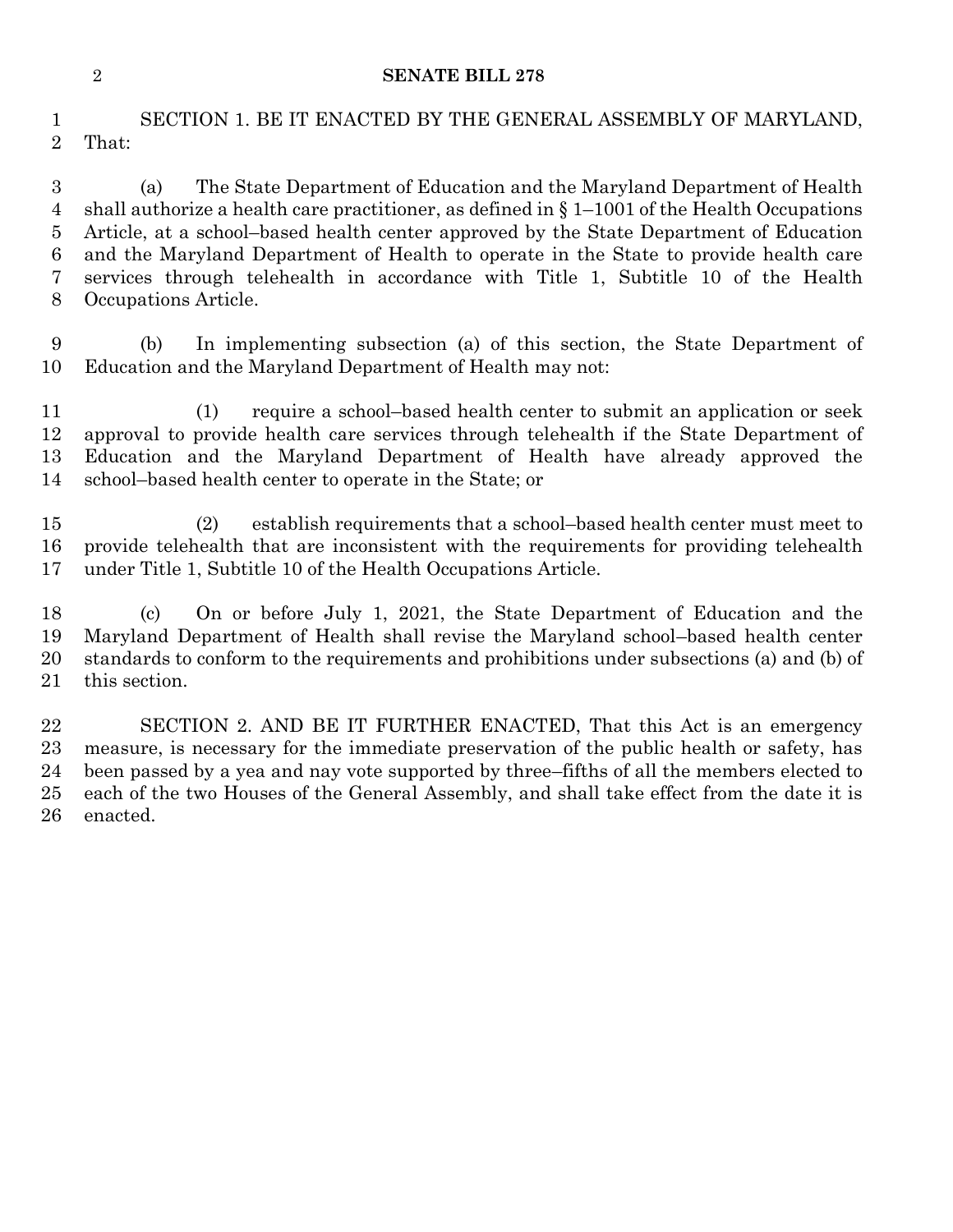SECTION 1. BE IT ENACTED BY THE GENERAL ASSEMBLY OF MARYLAND, That:

(a) The State Department of Education and the Maryland Department of Health shall authorize a health care practitioner, as defined in § 1–1001 of the Health Occupations Article, at a school–based health center approved by the State Department of Education and the Maryland Department of Health to operate in the State to provide health care services through telehealth in accordance with Title 1, Subtitle 10 of the Health Occupations Article.

(b) In implementing subsection (a) of this section, the State Department of Education and the Maryland Department of Health may not:

(1) require a school–based health center to submit an application or seek approval to provide health care services through telehealth if the State Department of Education and the Maryland Department of Health have already approved the school–based health center to operate in the State; or

(2) establish requirements that a school–based health center must meet to provide telehealth that are inconsistent with the requirements for providing telehealth under Title 1, Subtitle 10 of the Health Occupations Article.

(c) On or before July 1, 2021, the State Department of Education and the Maryland Department of Health shall revise the Maryland school–based health center standards to conform to the requirements and prohibitions under subsections (a) and (b) of this section.

SECTION 2. AND BE IT FURTHER ENACTED, That this Act is an emergency measure, is necessary for the immediate preservation of the public health or safety, has been passed by a yea and nay vote supported by three–fifths of all the members elected to each of the two Houses of the General Assembly, and shall take effect from the date it is enacted.